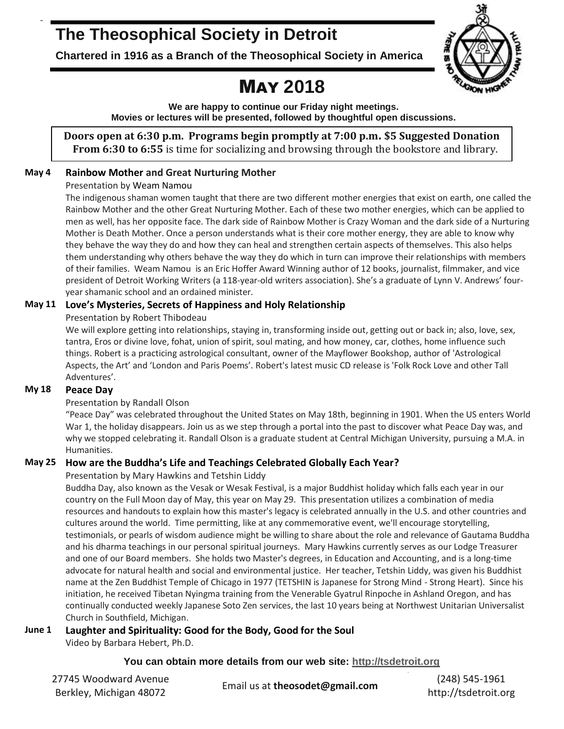# The Theosophical Society in Detroit

**Chartered in 1916 as a Branch of the Theosophical Society in America**

# MAY 2018

**We are happy to continue our Friday night meetings.**
**Movies or lectures will be presented, followed by thoughtful open discussions.**

**Doors open at 6:30 p.m. Programs begin promptly at 7:00 p.m. $5 Suggested Donation**
**From 6:30 to 6:55** is time for socializing and browsing through the bookstore and library.

**May 4** **Rainbow Mother and Great Nurturing Mother**

Presentation by Weam Namou

The indigenous shaman women taught that there are two different mother energies that exist on earth, one called the Rainbow Mother and the other Great Nurturing Mother. Each of these two mother energies, which can be applied to men as well, has her opposite face. The dark side of Rainbow Mother is Crazy Woman and the dark side of a Nurturing Mother is Death Mother. Once a person understands what is their core mother energy, they are able to know why they behave the way they do and how they can heal and strengthen certain aspects of themselves. This also helps them understanding why others behave the way they do which in turn can improve their relationships with members of their families. Weam Namou is an Eric Hoffer Award Winning author of 12 books, journalist, filmmaker, and vice president of Detroit Working Writers (a 118-year-old writers association). She's a graduate of Lynn V. Andrews' four-year shamanic school and an ordained minister.

**May 11** **Love's Mysteries, Secrets of Happiness and Holy Relationship**

Presentation by Robert Thibodeau

We will explore getting into relationships, staying in, transforming inside out, getting out or back in; also, love, sex, tantra, Eros or divine love, fohat, union of spirit, soul mating, and how money, car, clothes, home influence such things. Robert is a practicing astrological consultant, owner of the Mayflower Bookshop, author of 'Astrological Aspects, the Art' and 'London and Paris Poems'. Robert's latest music CD release is 'Folk Rock Love and other Tall Adventures'.

**My 18** **Peace Day**

Presentation by Randall Olson

"Peace Day" was celebrated throughout the United States on May 18th, beginning in 1901. When the US enters World War 1, the holiday disappears. Join us as we step through a portal into the past to discover what Peace Day was, and why we stopped celebrating it. Randall Olson is a graduate student at Central Michigan University, pursuing a M.A. in Humanities.

**May 25** **How are the Buddha's Life and Teachings Celebrated Globally Each Year?**

Presentation by Mary Hawkins and Tetshin Liddy

Buddha Day, also known as the Vesak or Wesak Festival, is a major Buddhist holiday which falls each year in our country on the Full Moon day of May, this year on May 29. This presentation utilizes a combination of media resources and handouts to explain how this master's legacy is celebrated annually in the U.S. and other countries and cultures around the world. Time permitting, like at any commemorative event, we'll encourage storytelling, testimonials, or pearls of wisdom audience might be willing to share about the role and relevance of Gautama Buddha and his dharma teachings in our personal spiritual journeys. Mary Hawkins currently serves as our Lodge Treasurer and one of our Board members. She holds two Master's degrees, in Education and Accounting, and is a long-time advocate for natural health and social and environmental justice. Her teacher, Tetshin Liddy, was given his Buddhist name at the Zen Buddhist Temple of Chicago in 1977 (TETSHIN is Japanese for Strong Mind - Strong Heart). Since his initiation, he received Tibetan Nyingma training from the Venerable Gyatrul Rinpoche in Ashland Oregon, and has continually conducted weekly Japanese Soto Zen services, the last 10 years being at Northwest Unitarian Universalist Church in Southfield, Michigan.

**June 1** **Laughter and Spirituality: Good for the Body, Good for the Soul**

Video by Barbara Hebert, Ph.D.

**You can obtain more details from our web site: http://tsdetroit.org**

27745 Woodward Avenue
Berkley, Michigan 48072

Email us at **theosodet@gmail.com**

(248) 545-1961
http://tsdetroit.org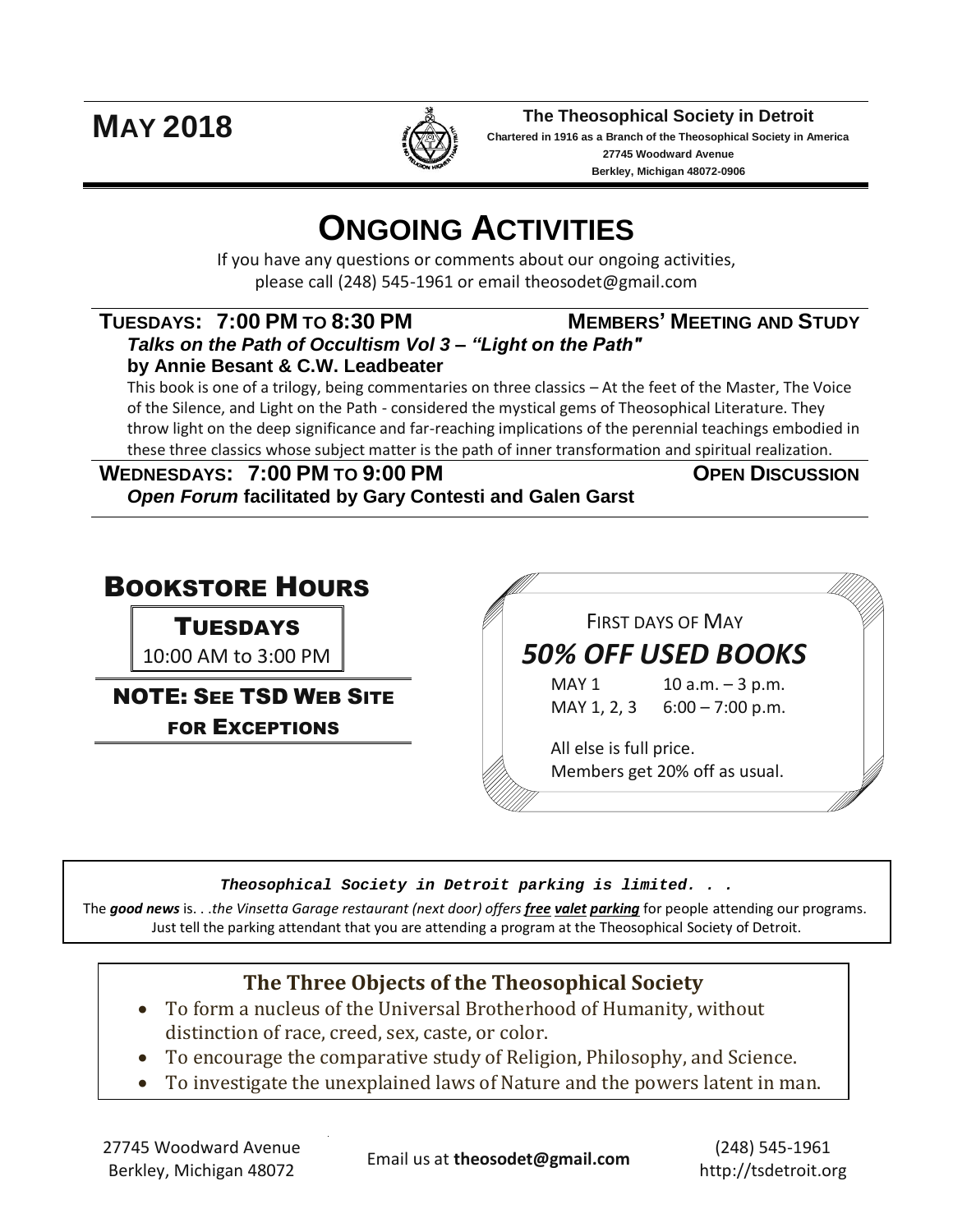**MAY 2018**

**The Theosophical Society in Detroit**
**Chartered in 1916 as a Branch of the Theosophical Society in America**
**27745 Woodward Avenue**
**Berkley, Michigan 48072-0906**

# ONGOING ACTIVITIES

If you have any questions or comments about our ongoing activities, please call (248) 545-1961 or email theosodet@gmail.com

## TUESDAYS: 7:00 PM TO 8:30 PM — MEMBERS' MEETING AND STUDY

***Talks on the Path of Occultism Vol 3 – "Light on the Path"***
**by Annie Besant & C.W. Leadbeater**

This book is one of a trilogy, being commentaries on three classics – At the feet of the Master, The Voice of the Silence, and Light on the Path - considered the mystical gems of Theosophical Literature. They throw light on the deep significance and far-reaching implications of the perennial teachings embodied in these three classics whose subject matter is the path of inner transformation and spiritual realization.

## WEDNESDAYS: 7:00 PM TO 9:00 PM — OPEN DISCUSSION

***Open Forum*** **facilitated by Gary Contesti and Galen Garst**

## BOOKSTORE HOURS

**TUESDAYS**
10:00 AM to 3:00 PM

**NOTE: SEE TSD WEB SITE FOR EXCEPTIONS**

FIRST DAYS OF MAY

***50% OFF USED BOOKS***

MAY 1 — 10 a.m. – 3 p.m.
MAY 1, 2, 3 — 6:00 – 7:00 p.m.

All else is full price.
Members get 20% off as usual.

***Theosophical Society in Detroit parking is limited. . .***

The ***good news*** is. . .*the Vinsetta Garage restaurant (next door) offers **free valet parking*** for people attending our programs. Just tell the parking attendant that you are attending a program at the Theosophical Society of Detroit.

### The Three Objects of the Theosophical Society

- To form a nucleus of the Universal Brotherhood of Humanity, without distinction of race, creed, sex, caste, or color.
- To encourage the comparative study of Religion, Philosophy, and Science.
- To investigate the unexplained laws of Nature and the powers latent in man.

27745 Woodward Avenue
Berkley, Michigan 48072

Email us at **theosodet@gmail.com**

(248) 545-1961
http://tsdetroit.org